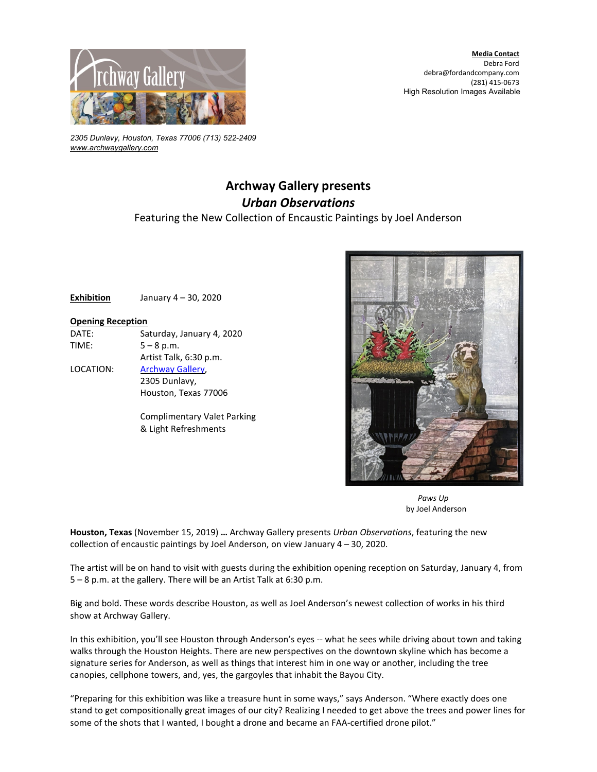**Media Contact**
Debra Ford
debra@fordandcompany.com
(281) 415-0673
High Resolution Images Available

*2305 Dunlavy, Houston, Texas 77006 (713) 522-2409*
*www.archwaygallery.com*

# Archway Gallery presents
## *Urban Observations*
### Featuring the New Collection of Encaustic Paintings by Joel Anderson

**Exhibition** January 4 – 30, 2020

**Opening Reception**

DATE: Saturday, January 4, 2020
TIME: 5 – 8 p.m.
Artist Talk, 6:30 p.m.
LOCATION: Archway Gallery,
2305 Dunlavy,
Houston, Texas 77006

Complimentary Valet Parking
& Light Refreshments

*Paws Up*
by Joel Anderson

**Houston, Texas** (November 15, 2019) **…** Archway Gallery presents *Urban Observations*, featuring the new collection of encaustic paintings by Joel Anderson, on view January 4 – 30, 2020.

The artist will be on hand to visit with guests during the exhibition opening reception on Saturday, January 4, from 5 – 8 p.m. at the gallery. There will be an Artist Talk at 6:30 p.m.

Big and bold. These words describe Houston, as well as Joel Anderson's newest collection of works in his third show at Archway Gallery.

In this exhibition, you'll see Houston through Anderson's eyes -- what he sees while driving about town and taking walks through the Houston Heights. There are new perspectives on the downtown skyline which has become a signature series for Anderson, as well as things that interest him in one way or another, including the tree canopies, cellphone towers, and, yes, the gargoyles that inhabit the Bayou City.

"Preparing for this exhibition was like a treasure hunt in some ways," says Anderson. "Where exactly does one stand to get compositionally great images of our city? Realizing I needed to get above the trees and power lines for some of the shots that I wanted, I bought a drone and became an FAA-certified drone pilot."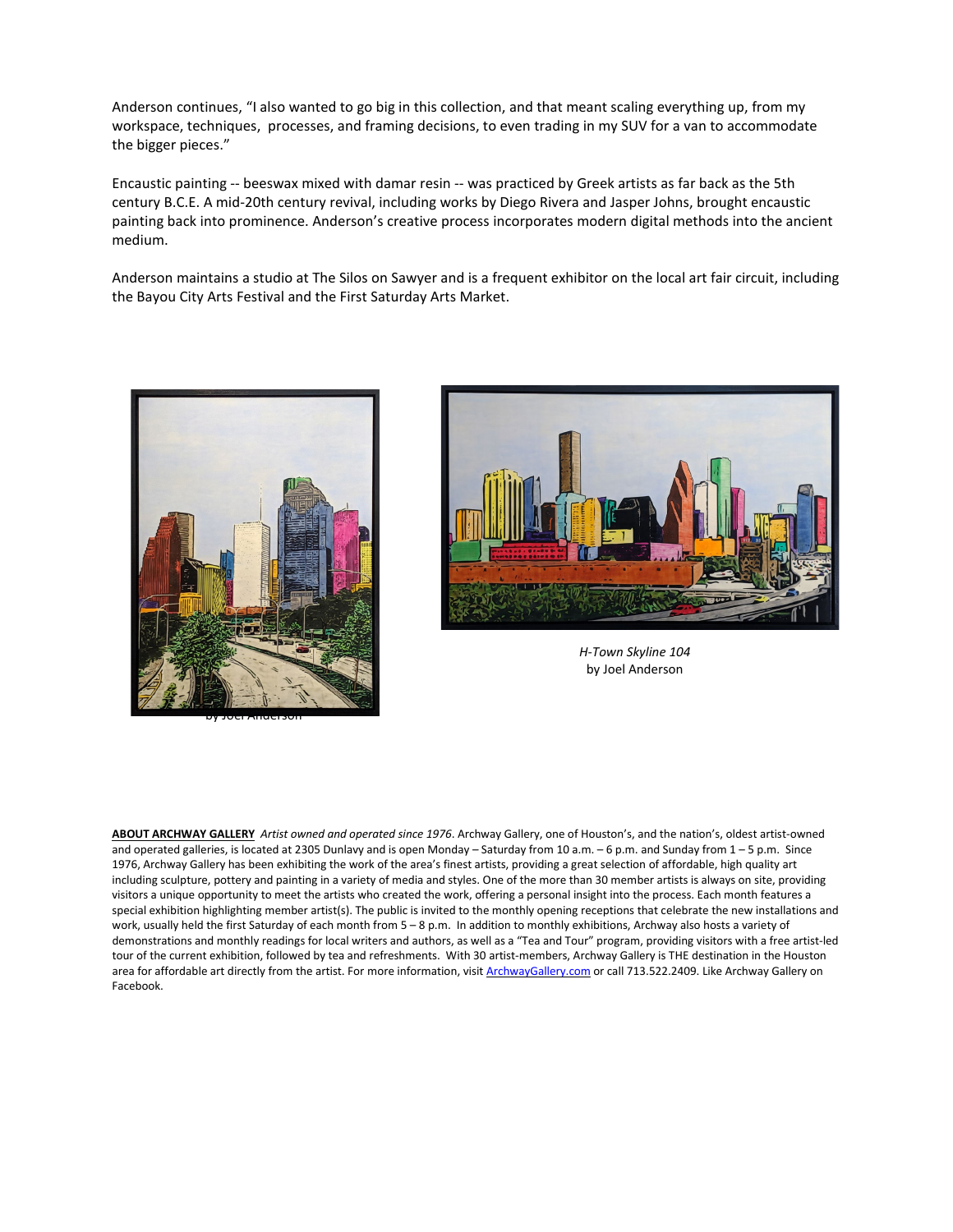Anderson continues, “I also wanted to go big in this collection, and that meant scaling everything up, from my workspace, techniques, processes, and framing decisions, to even trading in my SUV for a van to accommodate the bigger pieces.”

Encaustic painting -- beeswax mixed with damar resin -- was practiced by Greek artists as far back as the 5th century B.C.E. A mid-20th century revival, including works by Diego Rivera and Jasper Johns, brought encaustic painting back into prominence. Anderson’s creative process incorporates modern digital methods into the ancient medium.

Anderson maintains a studio at The Silos on Sawyer and is a frequent exhibitor on the local art fair circuit, including the Bayou City Arts Festival and the First Saturday Arts Market.

by Joel Anderson

*H-Town Skyline 104*
by Joel Anderson

**ABOUT ARCHWAY GALLERY** *Artist owned and operated since 1976*. Archway Gallery, one of Houston’s, and the nation’s, oldest artist-owned and operated galleries, is located at 2305 Dunlavy and is open Monday – Saturday from 10 a.m. – 6 p.m. and Sunday from 1 – 5 p.m. Since 1976, Archway Gallery has been exhibiting the work of the area’s finest artists, providing a great selection of affordable, high quality art including sculpture, pottery and painting in a variety of media and styles. One of the more than 30 member artists is always on site, providing visitors a unique opportunity to meet the artists who created the work, offering a personal insight into the process. Each month features a special exhibition highlighting member artist(s). The public is invited to the monthly opening receptions that celebrate the new installations and work, usually held the first Saturday of each month from 5 – 8 p.m. In addition to monthly exhibitions, Archway also hosts a variety of demonstrations and monthly readings for local writers and authors, as well as a “Tea and Tour” program, providing visitors with a free artist-led tour of the current exhibition, followed by tea and refreshments. With 30 artist-members, Archway Gallery is THE destination in the Houston area for affordable art directly from the artist. For more information, visit [ArchwayGallery.com](http://ArchwayGallery.com) or call 713.522.2409. Like Archway Gallery on Facebook.